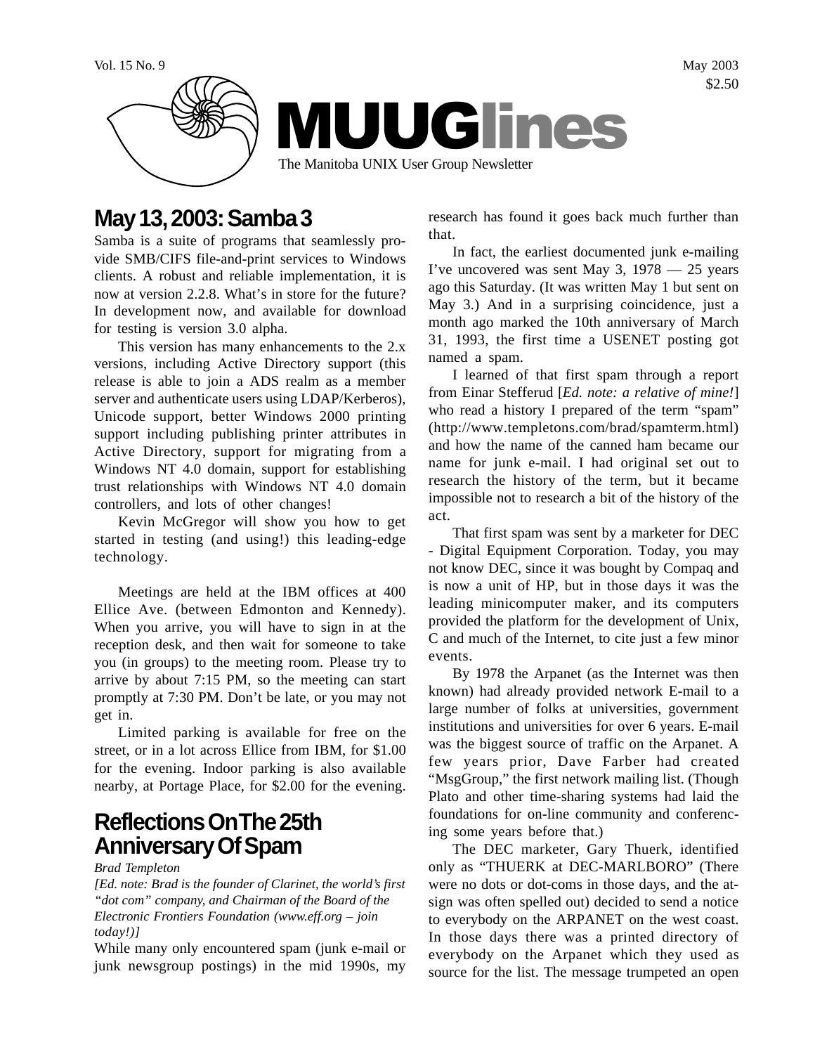Vol. 15 No. 9 May 2003
$2.50

# MUUGlines

The Manitoba UNIX User Group Newsletter

## May 13, 2003: Samba 3

Samba is a suite of programs that seamlessly provide SMB/CIFS file-and-print services to Windows clients. A robust and reliable implementation, it is now at version 2.2.8. What's in store for the future? In development now, and available for download for testing is version 3.0 alpha.

This version has many enhancements to the 2.x versions, including Active Directory support (this release is able to join a ADS realm as a member server and authenticate users using LDAP/Kerberos), Unicode support, better Windows 2000 printing support including publishing printer attributes in Active Directory, support for migrating from a Windows NT 4.0 domain, support for establishing trust relationships with Windows NT 4.0 domain controllers, and lots of other changes!

Kevin McGregor will show you how to get started in testing (and using!) this leading-edge technology.

Meetings are held at the IBM offices at 400 Ellice Ave. (between Edmonton and Kennedy). When you arrive, you will have to sign in at the reception desk, and then wait for someone to take you (in groups) to the meeting room. Please try to arrive by about 7:15 PM, so the meeting can start promptly at 7:30 PM. Don't be late, or you may not get in.

Limited parking is available for free on the street, or in a lot across Ellice from IBM, for $1.00 for the evening. Indoor parking is also available nearby, at Portage Place, for $2.00 for the evening.

## Reflections On The 25th Anniversary Of Spam

*Brad Templeton*

*[Ed. note: Brad is the founder of Clarinet, the world's first "dot com" company, and Chairman of the Board of the Electronic Frontiers Foundation (www.eff.org – join today!)]*

While many only encountered spam (junk e-mail or junk newsgroup postings) in the mid 1990s, my research has found it goes back much further than that.

In fact, the earliest documented junk e-mailing I've uncovered was sent May 3, 1978 — 25 years ago this Saturday. (It was written May 1 but sent on May 3.) And in a surprising coincidence, just a month ago marked the 10th anniversary of March 31, 1993, the first time a USENET posting got named a spam.

I learned of that first spam through a report from Einar Stefferud [*Ed. note: a relative of mine!*] who read a history I prepared of the term "spam" (http://www.templetons.com/brad/spamterm.html) and how the name of the canned ham became our name for junk e-mail. I had original set out to research the history of the term, but it became impossible not to research a bit of the history of the act.

That first spam was sent by a marketer for DEC - Digital Equipment Corporation. Today, you may not know DEC, since it was bought by Compaq and is now a unit of HP, but in those days it was the leading minicomputer maker, and its computers provided the platform for the development of Unix, C and much of the Internet, to cite just a few minor events.

By 1978 the Arpanet (as the Internet was then known) had already provided network E-mail to a large number of folks at universities, government institutions and universities for over 6 years. E-mail was the biggest source of traffic on the Arpanet. A few years prior, Dave Farber had created "MsgGroup," the first network mailing list. (Though Plato and other time-sharing systems had laid the foundations for on-line community and conferencing some years before that.)

The DEC marketer, Gary Thuerk, identified only as "THUERK at DEC-MARLBORO" (There were no dots or dot-coms in those days, and the at-sign was often spelled out) decided to send a notice to everybody on the ARPANET on the west coast. In those days there was a printed directory of everybody on the Arpanet which they used as source for the list. The message trumpeted an open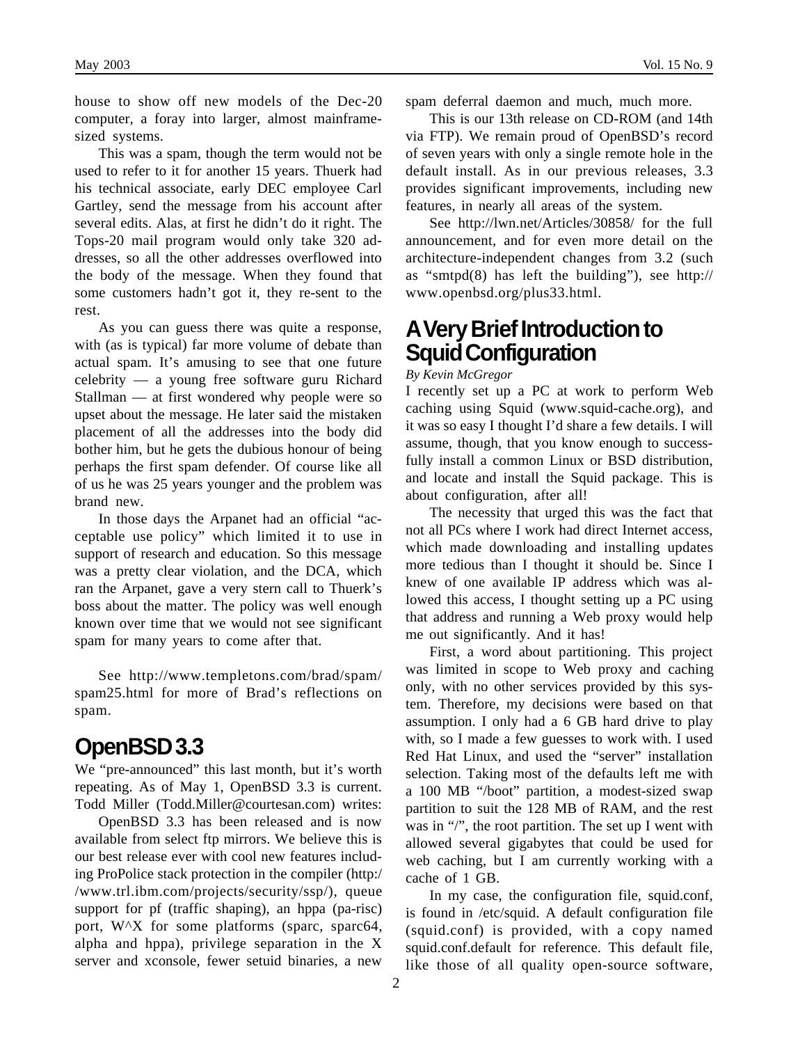house to show off new models of the Dec-20 computer, a foray into larger, almost mainframe-sized systems.

This was a spam, though the term would not be used to refer to it for another 15 years. Thuerk had his technical associate, early DEC employee Carl Gartley, send the message from his account after several edits. Alas, at first he didn't do it right. The Tops-20 mail program would only take 320 addresses, so all the other addresses overflowed into the body of the message. When they found that some customers hadn't got it, they re-sent to the rest.

As you can guess there was quite a response, with (as is typical) far more volume of debate than actual spam. It's amusing to see that one future celebrity — a young free software guru Richard Stallman — at first wondered why people were so upset about the message. He later said the mistaken placement of all the addresses into the body did bother him, but he gets the dubious honour of being perhaps the first spam defender. Of course like all of us he was 25 years younger and the problem was brand new.

In those days the Arpanet had an official "acceptable use policy" which limited it to use in support of research and education. So this message was a pretty clear violation, and the DCA, which ran the Arpanet, gave a very stern call to Thuerk's boss about the matter. The policy was well enough known over time that we would not see significant spam for many years to come after that.

See http://www.templetons.com/brad/spam/spam25.html for more of Brad's reflections on spam.

## OpenBSD 3.3

We "pre-announced" this last month, but it's worth repeating. As of May 1, OpenBSD 3.3 is current. Todd Miller (Todd.Miller@courtesan.com) writes:

OpenBSD 3.3 has been released and is now available from select ftp mirrors. We believe this is our best release ever with cool new features including ProPolice stack protection in the compiler (http://www.trl.ibm.com/projects/security/ssp/), queue support for pf (traffic shaping), an hppa (pa-risc) port, W^X for some platforms (sparc, sparc64, alpha and hppa), privilege separation in the X server and xconsole, fewer setuid binaries, a new spam deferral daemon and much, much more.

This is our 13th release on CD-ROM (and 14th via FTP). We remain proud of OpenBSD's record of seven years with only a single remote hole in the default install. As in our previous releases, 3.3 provides significant improvements, including new features, in nearly all areas of the system.

See http://lwn.net/Articles/30858/ for the full announcement, and for even more detail on the architecture-independent changes from 3.2 (such as "smtpd(8) has left the building"), see http://www.openbsd.org/plus33.html.

## A Very Brief Introduction to Squid Configuration

*By Kevin McGregor*

I recently set up a PC at work to perform Web caching using Squid (www.squid-cache.org), and it was so easy I thought I'd share a few details. I will assume, though, that you know enough to successfully install a common Linux or BSD distribution, and locate and install the Squid package. This is about configuration, after all!

The necessity that urged this was the fact that not all PCs where I work had direct Internet access, which made downloading and installing updates more tedious than I thought it should be. Since I knew of one available IP address which was allowed this access, I thought setting up a PC using that address and running a Web proxy would help me out significantly. And it has!

First, a word about partitioning. This project was limited in scope to Web proxy and caching only, with no other services provided by this system. Therefore, my decisions were based on that assumption. I only had a 6 GB hard drive to play with, so I made a few guesses to work with. I used Red Hat Linux, and used the "server" installation selection. Taking most of the defaults left me with a 100 MB "/boot" partition, a modest-sized swap partition to suit the 128 MB of RAM, and the rest was in "/", the root partition. The set up I went with allowed several gigabytes that could be used for web caching, but I am currently working with a cache of 1 GB.

In my case, the configuration file, squid.conf, is found in /etc/squid. A default configuration file (squid.conf) is provided, with a copy named squid.conf.default for reference. This default file, like those of all quality open-source software,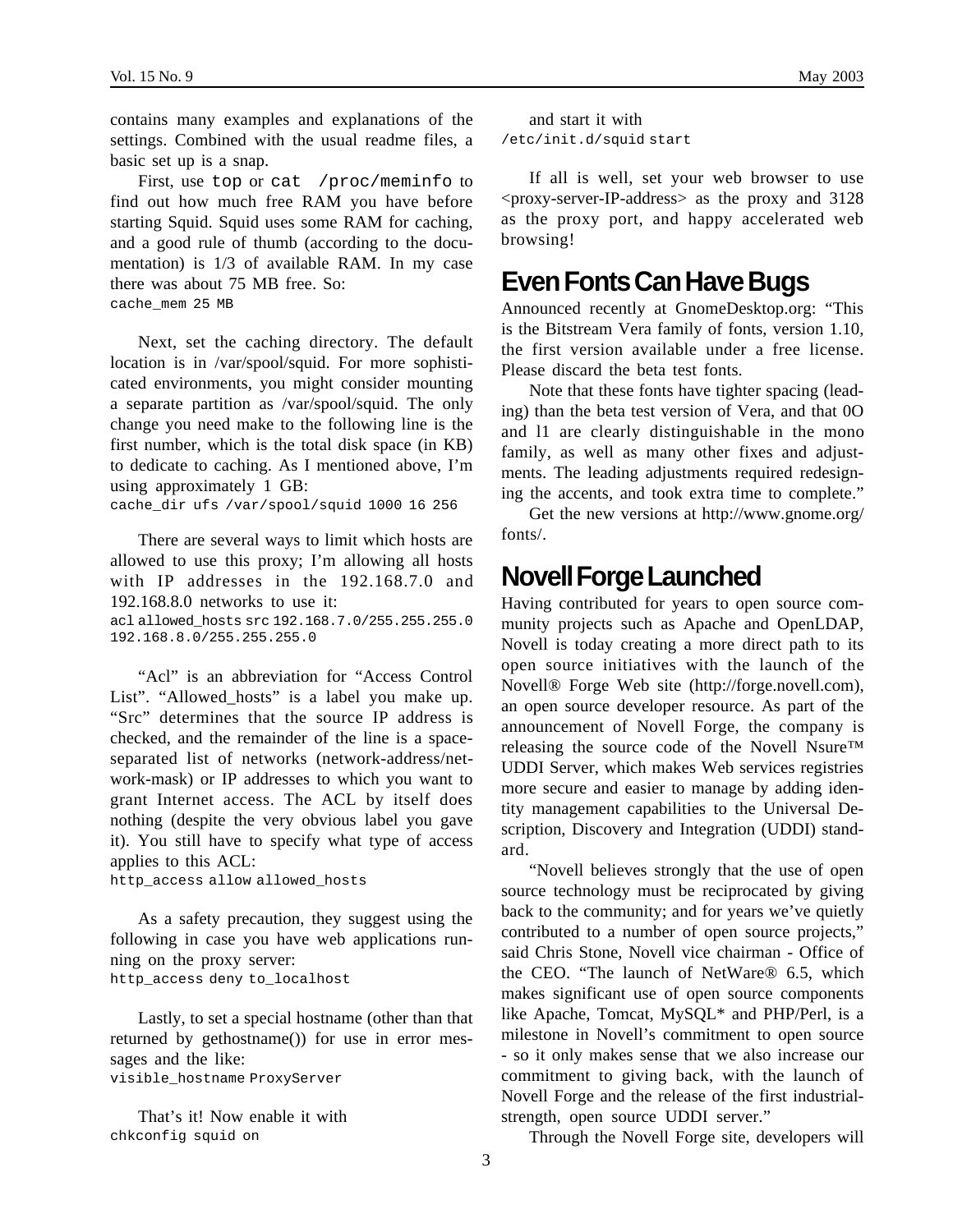contains many examples and explanations of the settings. Combined with the usual readme files, a basic set up is a snap.

First, use `top` or `cat /proc/meminfo` to find out how much free RAM you have before starting Squid. Squid uses some RAM for caching, and a good rule of thumb (according to the documentation) is 1/3 of available RAM. In my case there was about 75 MB free. So:

```
cache_mem 25 MB
```

Next, set the caching directory. The default location is in /var/spool/squid. For more sophisticated environments, you might consider mounting a separate partition as /var/spool/squid. The only change you need make to the following line is the first number, which is the total disk space (in KB) to dedicate to caching. As I mentioned above, I'm using approximately 1 GB:

```
cache_dir ufs /var/spool/squid 1000 16 256
```

There are several ways to limit which hosts are allowed to use this proxy; I'm allowing all hosts with IP addresses in the 192.168.7.0 and 192.168.8.0 networks to use it:

```
acl allowed_hosts src 192.168.7.0/255.255.255.0
192.168.8.0/255.255.255.0
```

"Acl" is an abbreviation for "Access Control List". "Allowed_hosts" is a label you make up. "Src" determines that the source IP address is checked, and the remainder of the line is a space-separated list of networks (network-address/network-mask) or IP addresses to which you want to grant Internet access. The ACL by itself does nothing (despite the very obvious label you gave it). You still have to specify what type of access applies to this ACL:

```
http_access allow allowed_hosts
```

As a safety precaution, they suggest using the following in case you have web applications running on the proxy server:

```
http_access deny to_localhost
```

Lastly, to set a special hostname (other than that returned by gethostname()) for use in error messages and the like:

```
visible_hostname ProxyServer
```

That's it! Now enable it with

```
chkconfig squid on
```

and start it with

```
/etc/init.d/squid start
```

If all is well, set your web browser to use <proxy-server-IP-address> as the proxy and 3128 as the proxy port, and happy accelerated web browsing!

## Even Fonts Can Have Bugs

Announced recently at GnomeDesktop.org: "This is the Bitstream Vera family of fonts, version 1.10, the first version available under a free license. Please discard the beta test fonts.

Note that these fonts have tighter spacing (leading) than the beta test version of Vera, and that 0O and l1 are clearly distinguishable in the mono family, as well as many other fixes and adjustments. The leading adjustments required redesigning the accents, and took extra time to complete."

Get the new versions at http://www.gnome.org/fonts/.

## Novell Forge Launched

Having contributed for years to open source community projects such as Apache and OpenLDAP, Novell is today creating a more direct path to its open source initiatives with the launch of the Novell® Forge Web site (http://forge.novell.com), an open source developer resource. As part of the announcement of Novell Forge, the company is releasing the source code of the Novell Nsure™ UDDI Server, which makes Web services registries more secure and easier to manage by adding identity management capabilities to the Universal Description, Discovery and Integration (UDDI) standard.

"Novell believes strongly that the use of open source technology must be reciprocated by giving back to the community; and for years we've quietly contributed to a number of open source projects," said Chris Stone, Novell vice chairman - Office of the CEO. "The launch of NetWare® 6.5, which makes significant use of open source components like Apache, Tomcat, MySQL* and PHP/Perl, is a milestone in Novell's commitment to open source - so it only makes sense that we also increase our commitment to giving back, with the launch of Novell Forge and the release of the first industrial-strength, open source UDDI server."

Through the Novell Forge site, developers will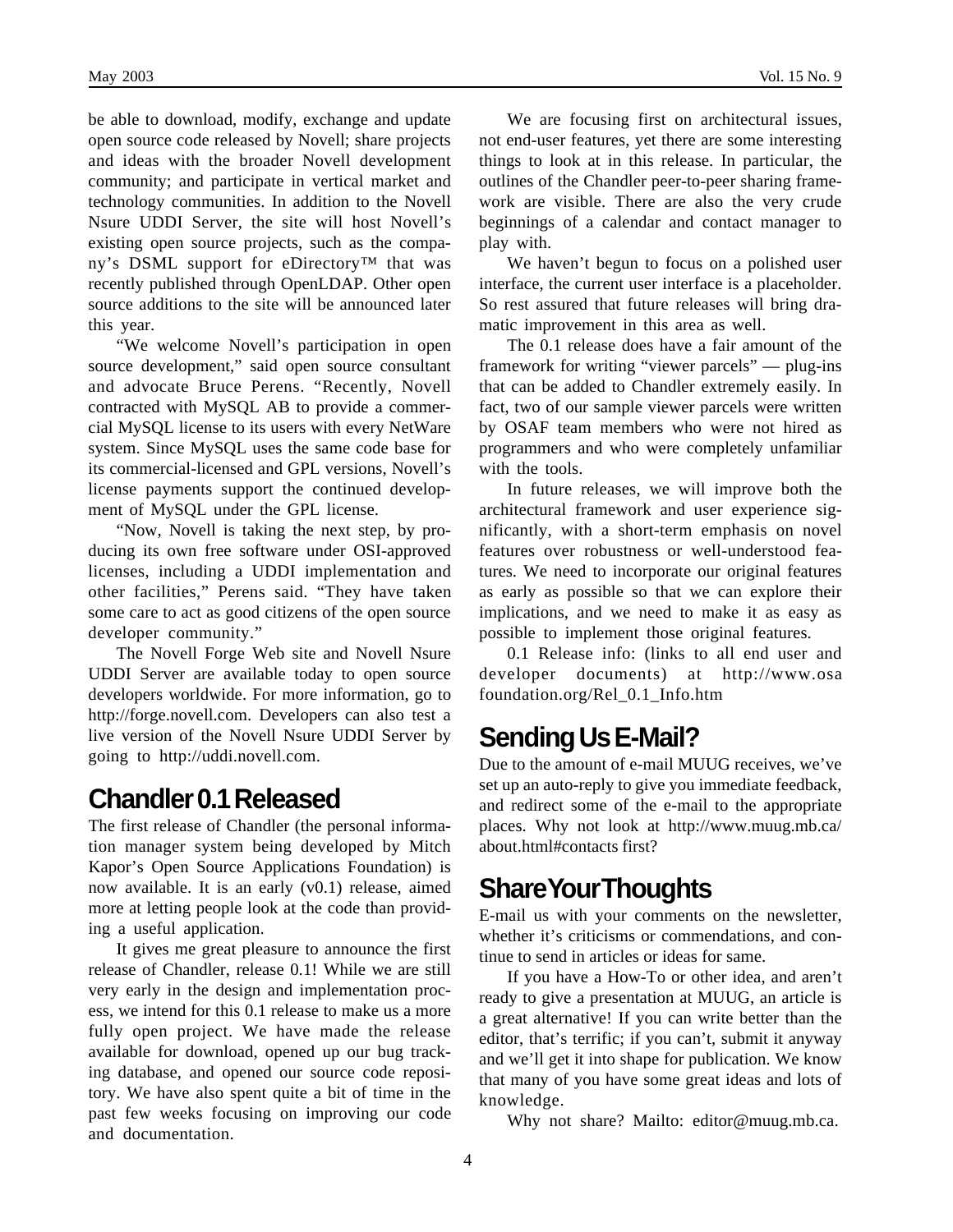be able to download, modify, exchange and update open source code released by Novell; share projects and ideas with the broader Novell development community; and participate in vertical market and technology communities. In addition to the Novell Nsure UDDI Server, the site will host Novell's existing open source projects, such as the company's DSML support for eDirectory™ that was recently published through OpenLDAP. Other open source additions to the site will be announced later this year.

"We welcome Novell's participation in open source development," said open source consultant and advocate Bruce Perens. "Recently, Novell contracted with MySQL AB to provide a commercial MySQL license to its users with every NetWare system. Since MySQL uses the same code base for its commercial-licensed and GPL versions, Novell's license payments support the continued development of MySQL under the GPL license.

"Now, Novell is taking the next step, by producing its own free software under OSI-approved licenses, including a UDDI implementation and other facilities," Perens said. "They have taken some care to act as good citizens of the open source developer community."

The Novell Forge Web site and Novell Nsure UDDI Server are available today to open source developers worldwide. For more information, go to http://forge.novell.com. Developers can also test a live version of the Novell Nsure UDDI Server by going to http://uddi.novell.com.

## Chandler 0.1 Released

The first release of Chandler (the personal information manager system being developed by Mitch Kapor's Open Source Applications Foundation) is now available. It is an early (v0.1) release, aimed more at letting people look at the code than providing a useful application.

It gives me great pleasure to announce the first release of Chandler, release 0.1! While we are still very early in the design and implementation process, we intend for this 0.1 release to make us a more fully open project. We have made the release available for download, opened up our bug tracking database, and opened our source code repository. We have also spent quite a bit of time in the past few weeks focusing on improving our code and documentation.

We are focusing first on architectural issues, not end-user features, yet there are some interesting things to look at in this release. In particular, the outlines of the Chandler peer-to-peer sharing framework are visible. There are also the very crude beginnings of a calendar and contact manager to play with.

We haven't begun to focus on a polished user interface, the current user interface is a placeholder. So rest assured that future releases will bring dramatic improvement in this area as well.

The 0.1 release does have a fair amount of the framework for writing "viewer parcels" — plug-ins that can be added to Chandler extremely easily. In fact, two of our sample viewer parcels were written by OSAF team members who were not hired as programmers and who were completely unfamiliar with the tools.

In future releases, we will improve both the architectural framework and user experience significantly, with a short-term emphasis on novel features over robustness or well-understood features. We need to incorporate our original features as early as possible so that we can explore their implications, and we need to make it as easy as possible to implement those original features.

0.1 Release info: (links to all end user and developer documents) at http://www.osafoundation.org/Rel_0.1_Info.htm

## Sending Us E-Mail?

Due to the amount of e-mail MUUG receives, we've set up an auto-reply to give you immediate feedback, and redirect some of the e-mail to the appropriate places. Why not look at http://www.muug.mb.ca/about.html#contacts first?

## Share Your Thoughts

E-mail us with your comments on the newsletter, whether it's criticisms or commendations, and continue to send in articles or ideas for same.

If you have a How-To or other idea, and aren't ready to give a presentation at MUUG, an article is a great alternative! If you can write better than the editor, that's terrific; if you can't, submit it anyway and we'll get it into shape for publication. We know that many of you have some great ideas and lots of knowledge.

Why not share? Mailto: editor@muug.mb.ca.